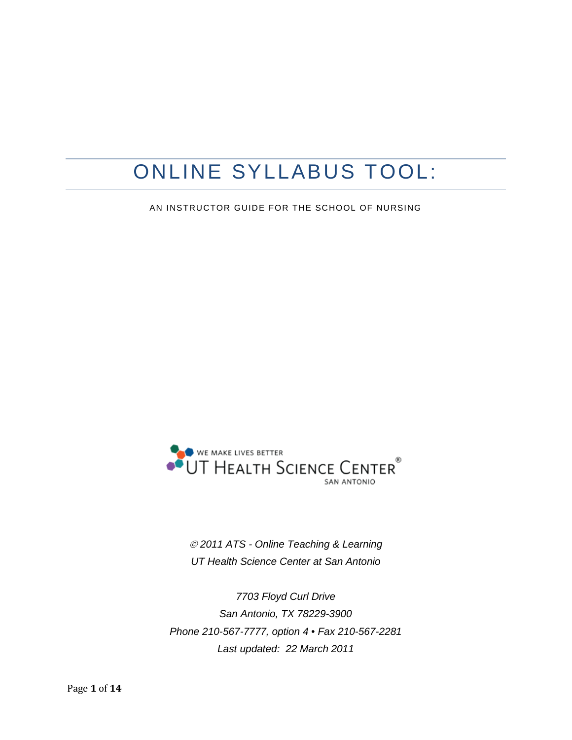# ONLINE SYLLABUS TOOL:

AN INSTRUCTOR GUIDE FOR THE SCHOOL OF NURSING

WE MAKE LIVES BETTER
UT HEALTH SCIENCE CENTER®
SAN ANTONIO

*© 2011 ATS - Online Teaching & Learning*
*UT Health Science Center at San Antonio*

*7703 Floyd Curl Drive*
*San Antonio, TX 78229-3900*
*Phone 210-567-7777, option 4 • Fax 210-567-2281*
*Last updated: 22 March 2011*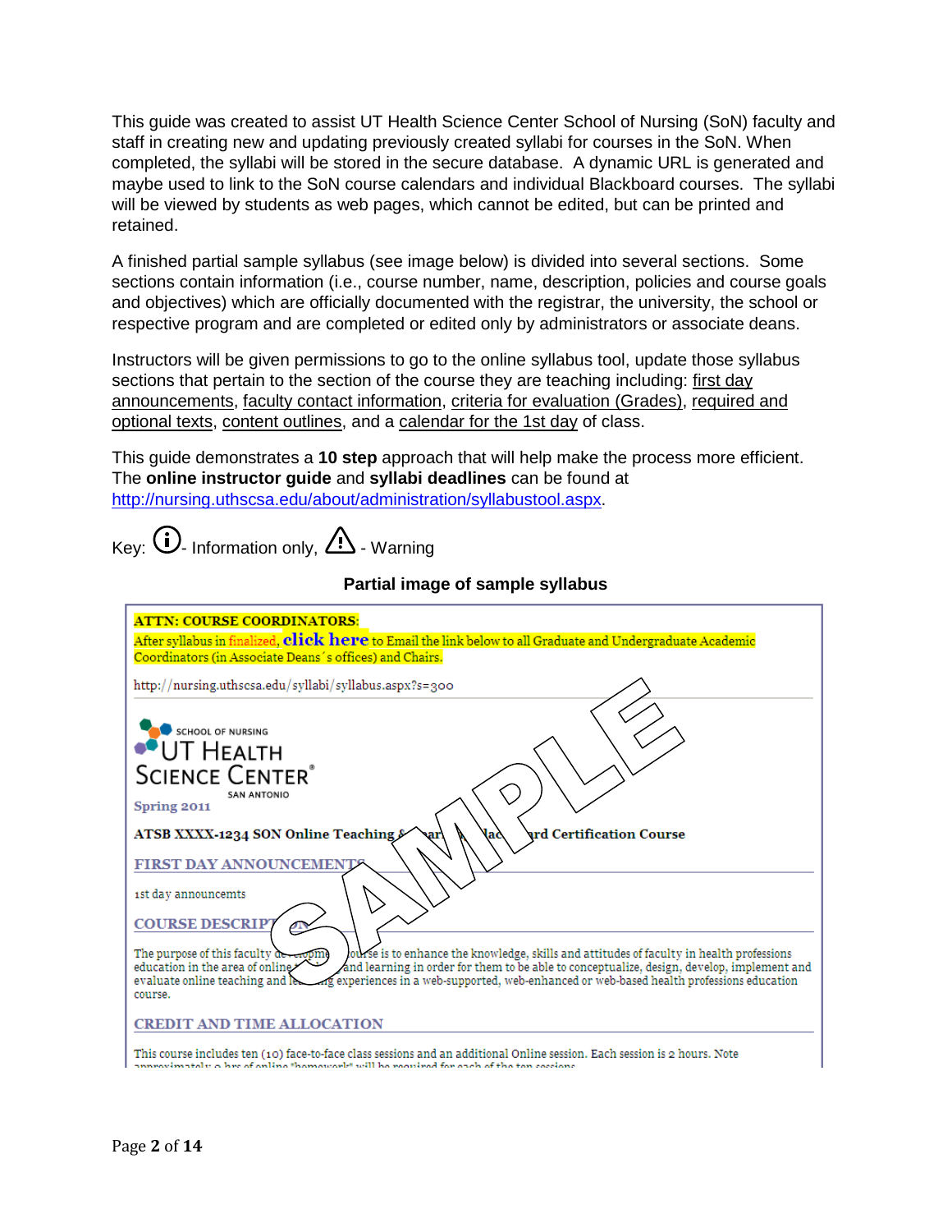This guide was created to assist UT Health Science Center School of Nursing (SoN) faculty and staff in creating new and updating previously created syllabi for courses in the SoN. When completed, the syllabi will be stored in the secure database. A dynamic URL is generated and maybe used to link to the SoN course calendars and individual Blackboard courses. The syllabi will be viewed by students as web pages, which cannot be edited, but can be printed and retained.

A finished partial sample syllabus (see image below) is divided into several sections. Some sections contain information (i.e., course number, name, description, policies and course goals and objectives) which are officially documented with the registrar, the university, the school or respective program and are completed or edited only by administrators or associate deans.

Instructors will be given permissions to go to the online syllabus tool, update those syllabus sections that pertain to the section of the course they are teaching including: first day announcements, faculty contact information, criteria for evaluation (Grades), required and optional texts, content outlines, and a calendar for the 1st day of class.

This guide demonstrates a **10 step** approach that will help make the process more efficient. The **online instructor guide** and **syllabi deadlines** can be found at http://nursing.uthscsa.edu/about/administration/syllabustool.aspx.

Key: ⓘ - Information only, ⚠ - Warning

**Partial image of sample syllabus**

**ATTN: COURSE COORDINATORS:**
After syllabus in finalized, **click here** to Email the link below to all Graduate and Undergraduate Academic Coordinators (in Associate Deans's offices) and Chairs.

http://nursing.uthscsa.edu/syllabi/syllabus.aspx?s=300

SCHOOL OF NURSING
UT HEALTH SCIENCE CENTER
SAN ANTONIO

Spring 2011

**ATSB XXXX-1234 SON Online Teaching & Learning Blackboard Certification Course**

FIRST DAY ANNOUNCEMENTS

1st day announcemts

COURSE DESCRIPTION

The purpose of this faculty development course is to enhance the knowledge, skills and attitudes of faculty in health professions education in the area of online teaching and learning in order for them to be able to conceptualize, design, develop, implement and evaluate online teaching and learning experiences in a web-supported, web-enhanced or web-based health professions education course.

CREDIT AND TIME ALLOCATION

This course includes ten (10) face-to-face class sessions and an additional Online session. Each session is 2 hours. Note approximately 2 hrs of online "homework" will be required for each of the ten sessions.

SAMPLE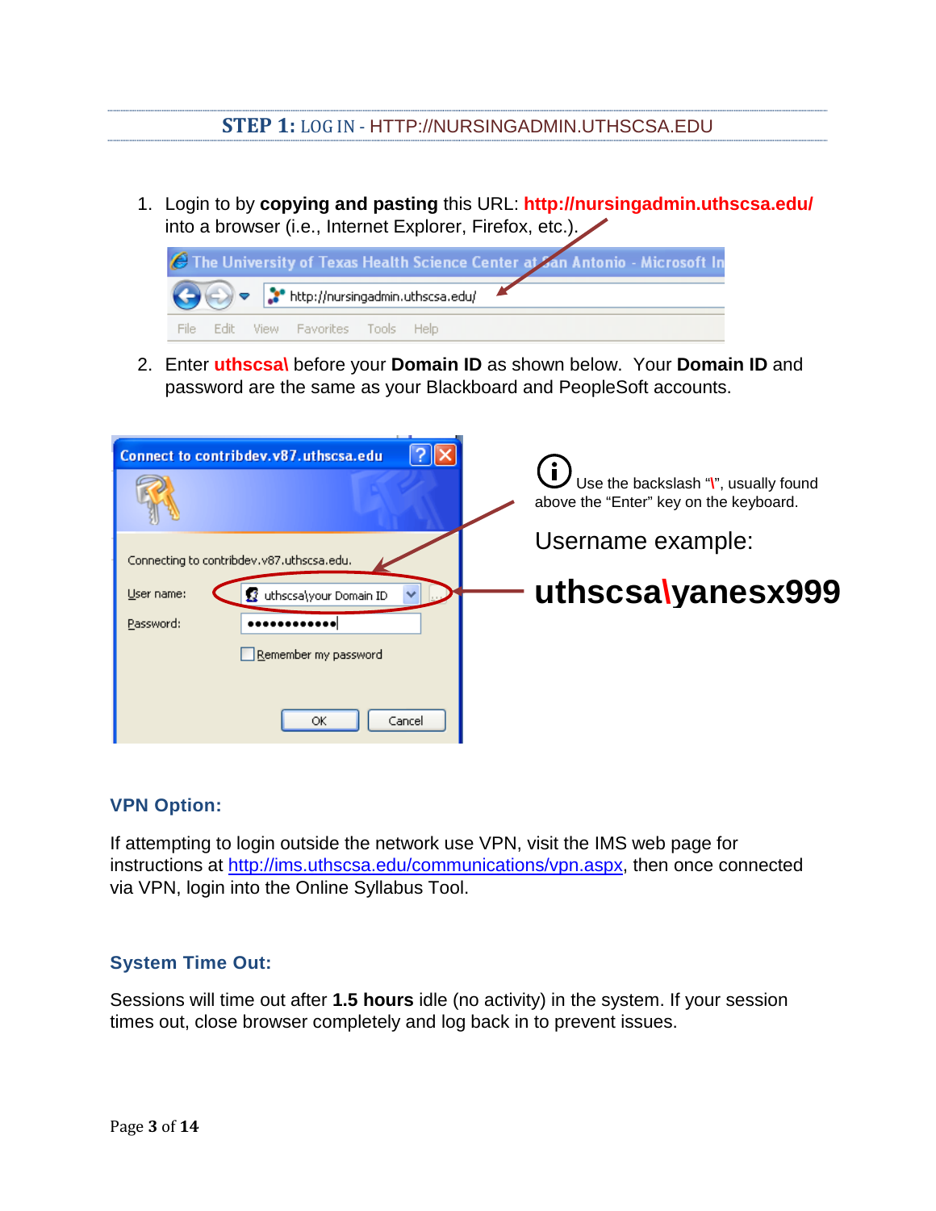## STEP 1: LOG IN - HTTP://NURSINGADMIN.UTHSCSA.EDU

1. Login to by **copying and pasting** this URL: **http://nursingadmin.uthscsa.edu/** into a browser (i.e., Internet Explorer, Firefox, etc.).

2. Enter **uthscsa\** before your **Domain ID** as shown below. Your **Domain ID** and password are the same as your Blackboard and PeopleSoft accounts.

Use the backslash "\", usually found above the "Enter" key on the keyboard.

Username example:

**uthscsa\yanesx999**

### VPN Option:

If attempting to login outside the network use VPN, visit the IMS web page for instructions at http://ims.uthscsa.edu/communications/vpn.aspx, then once connected via VPN, login into the Online Syllabus Tool.

### System Time Out:

Sessions will time out after **1.5 hours** idle (no activity) in the system. If your session times out, close browser completely and log back in to prevent issues.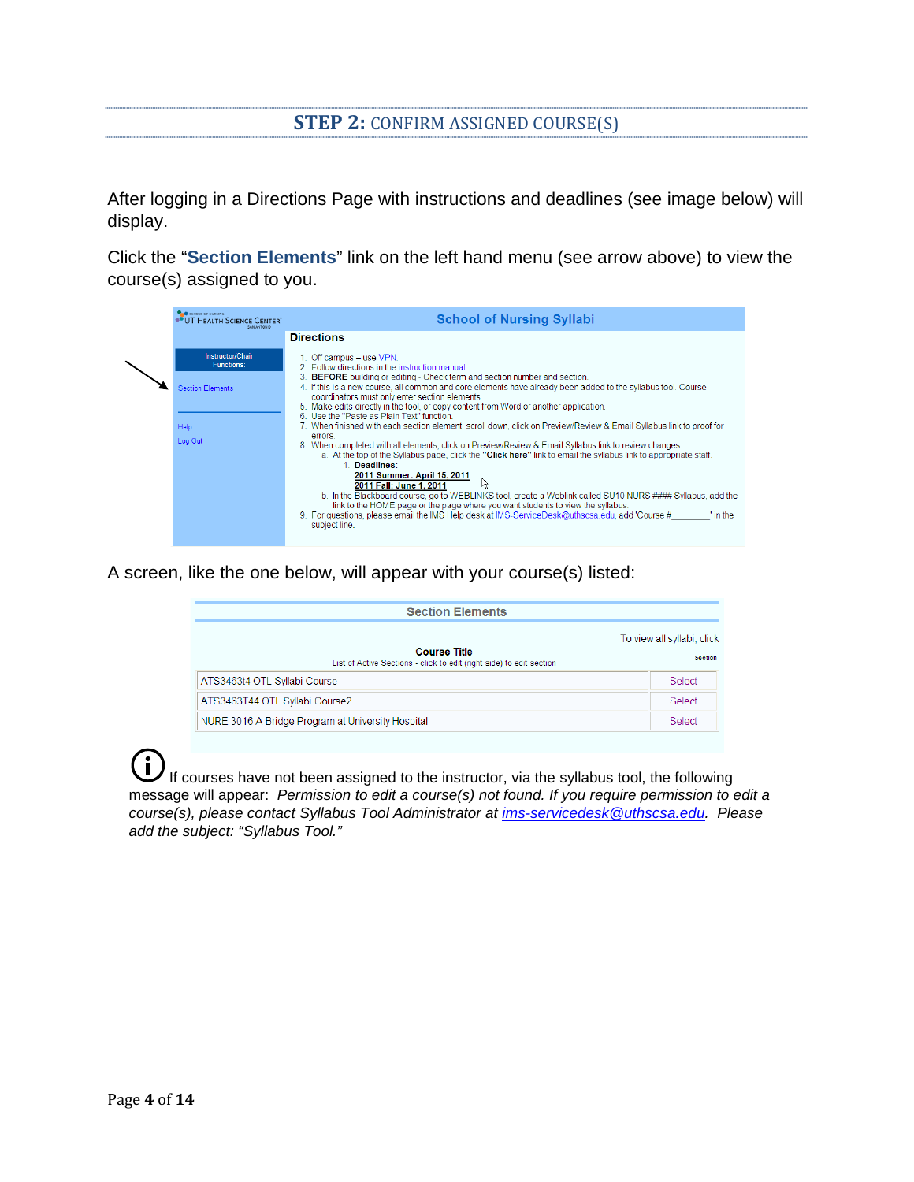## STEP 2: CONFIRM ASSIGNED COURSE(S)

After logging in a Directions Page with instructions and deadlines (see image below) will display.

Click the "**Section Elements**" link on the left hand menu (see arrow above) to view the course(s) assigned to you.

A screen, like the one below, will appear with your course(s) listed:

If courses have not been assigned to the instructor, via the syllabus tool, the following message will appear: *Permission to edit a course(s) not found. If you require permission to edit a course(s), please contact Syllabus Tool Administrator at ims-servicedesk@uthscsa.edu. Please add the subject: "Syllabus Tool."*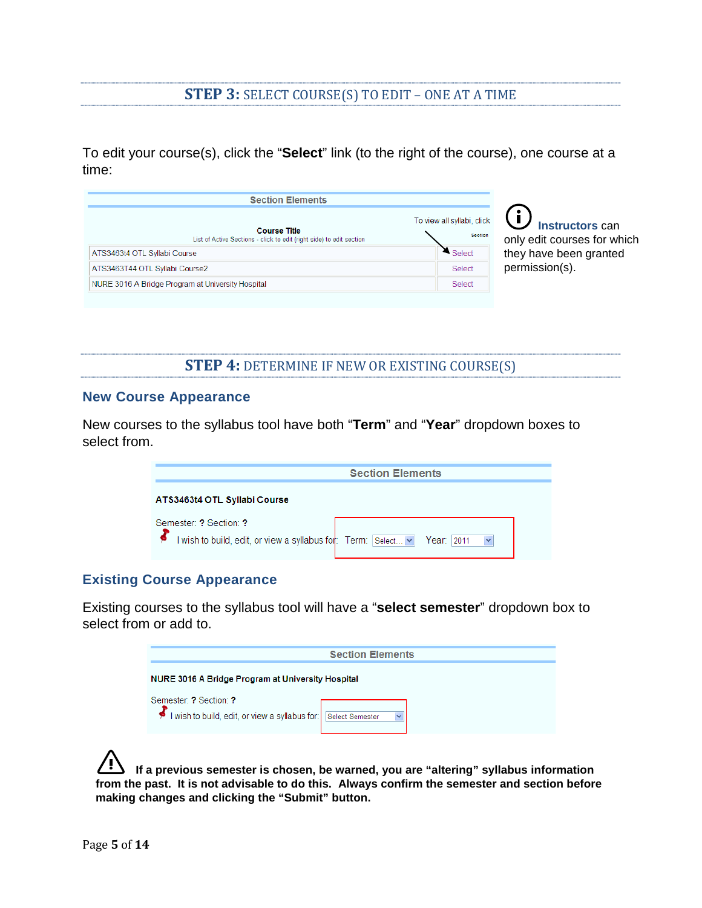## STEP 3: SELECT COURSE(S) TO EDIT – ONE AT A TIME

To edit your course(s), click the "**Select**" link (to the right of the course), one course at a time:

| Course Title<br>List of Active Sections - click to edit (right side) to edit section | To view all syllabi, click<br>Section |
|---|---|
| ATS3463t4 OTL Syllabi Course | Select |
| ATS3463T44 OTL Syllabi Course2 | Select |
| NURE 3016 A Bridge Program at University Hospital | Select |

**Instructors** can only edit courses for which they have been granted permission(s).

## STEP 4: DETERMINE IF NEW OR EXISTING COURSE(S)

### New Course Appearance

New courses to the syllabus tool have both "**Term**" and "**Year**" dropdown boxes to select from.

Section Elements

**ATS3463t4 OTL Syllabi Course**

Semester: **?** Section: **?**

I wish to build, edit, or view a syllabus for: Term: Select... Year: 2011

### Existing Course Appearance

Existing courses to the syllabus tool will have a "**select semester**" dropdown box to select from or add to.

Section Elements

**NURE 3016 A Bridge Program at University Hospital**

Semester: **?** Section: **?**

I wish to build, edit, or view a syllabus for: Select Semester

**If a previous semester is chosen, be warned, you are "altering" syllabus information from the past. It is not advisable to do this. Always confirm the semester and section before making changes and clicking the "Submit" button.**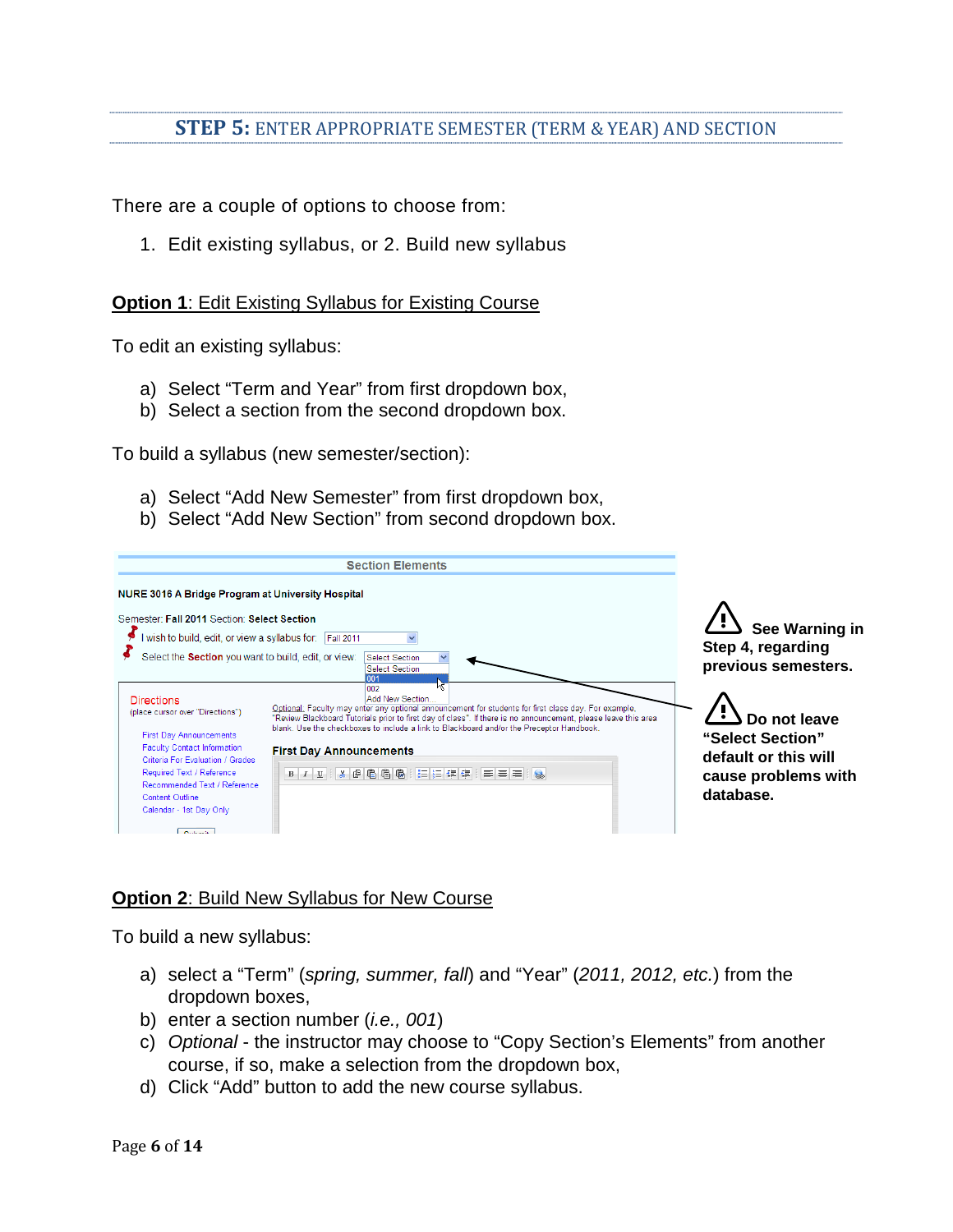## STEP 5: ENTER APPROPRIATE SEMESTER (TERM & YEAR) AND SECTION

There are a couple of options to choose from:

1. Edit existing syllabus, or 2. Build new syllabus

**Option 1**: Edit Existing Syllabus for Existing Course

To edit an existing syllabus:

a) Select "Term and Year" from first dropdown box,
b) Select a section from the second dropdown box.

To build a syllabus (new semester/section):

a) Select "Add New Semester" from first dropdown box,
b) Select "Add New Section" from second dropdown box.

**See Warning in Step 4, regarding previous semesters.**

**Do not leave "Select Section" default or this will cause problems with database.**

**Option 2**: Build New Syllabus for New Course

To build a new syllabus:

a) select a "Term" (*spring, summer, fall*) and "Year" (*2011, 2012, etc.*) from the dropdown boxes,
b) enter a section number (*i.e., 001*)
c) *Optional* - the instructor may choose to "Copy Section's Elements" from another course, if so, make a selection from the dropdown box,
d) Click "Add" button to add the new course syllabus.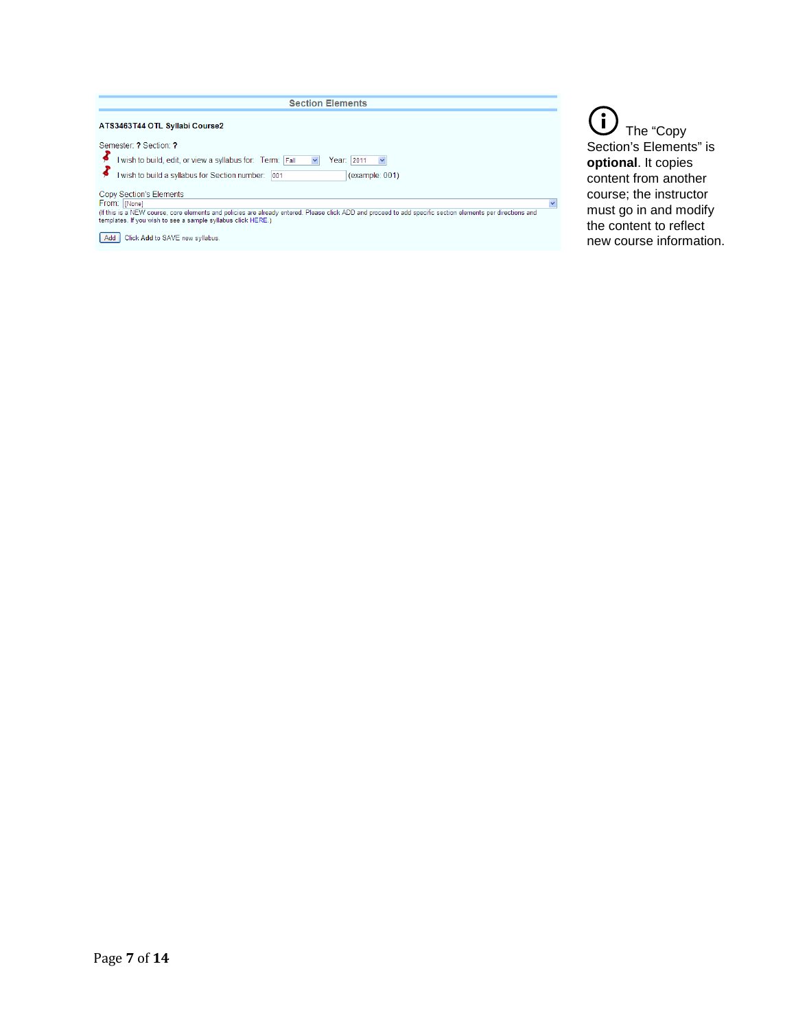**Section Elements**

**ATS3463T44 OTL Syllabi Course2**

Semester: **?** Section: **?**

I wish to build, edit, or view a syllabus for: Term: Fall Year: 2011

I wish to build a syllabus for Section number: 001 (example: 001)

Copy Section's Elements
From: [None]
(If this is a NEW course, core elements and policies are already entered. Please click ADD and proceed to add specific section elements per directions and templates. If you wish to see a sample syllabus click HERE.)

Add Click **Add** to SAVE new syllabus.

The "Copy Section's Elements" is **optional**. It copies content from another course; the instructor must go in and modify the content to reflect new course information.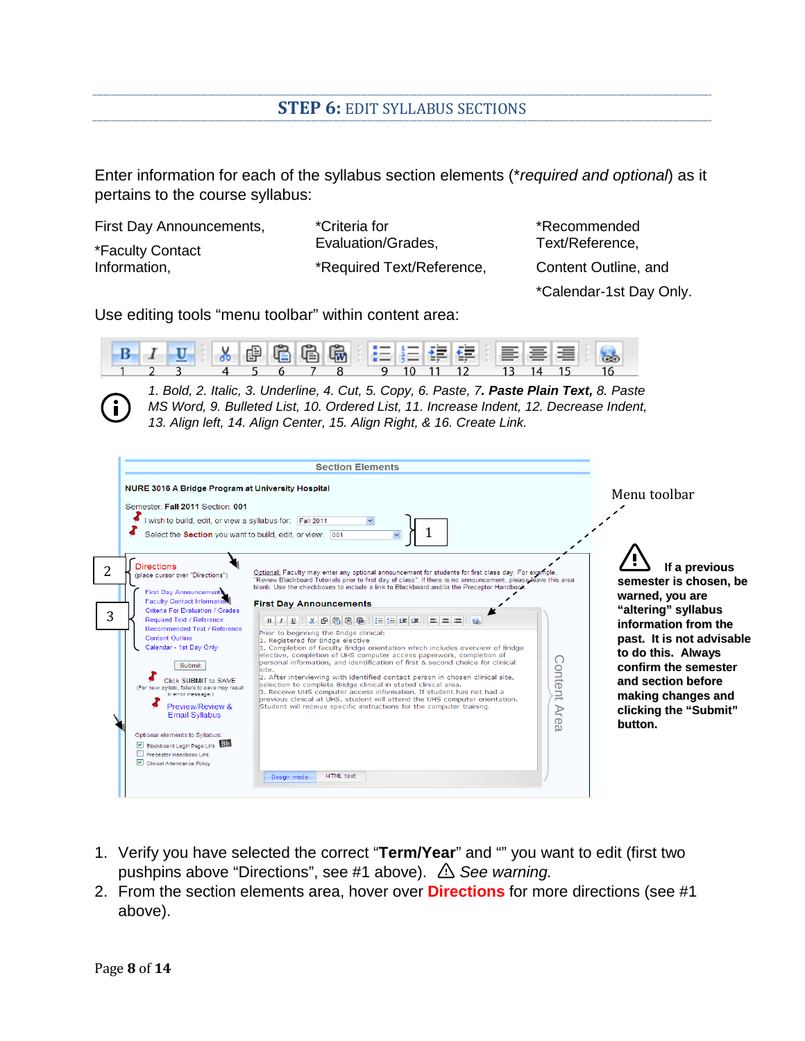## STEP 6: EDIT SYLLABUS SECTIONS

Enter information for each of the syllabus section elements (**required and optional*) as it pertains to the course syllabus:

First Day Announcements,
*Faculty Contact Information,
*Criteria for Evaluation/Grades,
*Required Text/Reference,
*Recommended Text/Reference,
Content Outline, and
*Calendar-1st Day Only.

Use editing tools "menu toolbar" within content area:

*1. Bold, 2. Italic, 3. Underline, 4. Cut, 5. Copy, 6. Paste, 7.* ***Paste Plain Text,*** *8. Paste MS Word, 9. Bulleted List, 10. Ordered List, 11. Increase Indent, 12. Decrease Indent, 13. Align left, 14. Align Center, 15. Align Right, & 16. Create Link.*

**If a previous semester is chosen, be warned, you are "altering" syllabus information from the past. It is not advisable to do this. Always confirm the semester and section before making changes and clicking the "Submit" button.**

1. Verify you have selected the correct "**Term/Year**" and "" you want to edit (first two pushpins above "Directions", see #1 above). ⚠ *See warning.*
2. From the section elements area, hover over **Directions** for more directions (see #1 above).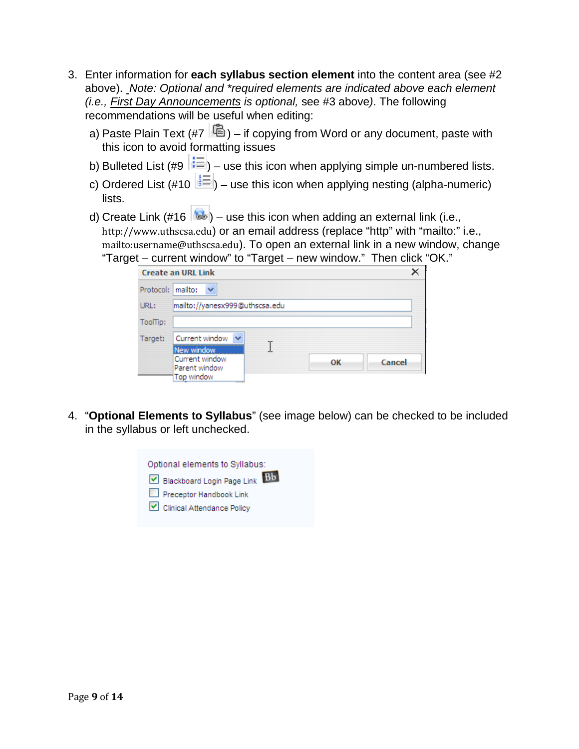3. Enter information for **each syllabus section element** into the content area (see #2 above). *Note: Optional and *required elements are indicated above each element (i.e., First Day Announcements is optional,* see #3 above*)*. The following recommendations will be useful when editing:
   a) Paste Plain Text (#7 ) – if copying from Word or any document, paste with this icon to avoid formatting issues
   b) Bulleted List (#9 ) – use this icon when applying simple un-numbered lists.
   c) Ordered List (#10 ) – use this icon when applying nesting (alpha-numeric) lists.
   d) Create Link (#16 ) – use this icon when adding an external link (i.e., http://www.uthscsa.edu) or an email address (replace "http" with "mailto:" i.e., mailto:username@uthscsa.edu). To open an external link in a new window, change "Target – current window" to "Target – new window." Then click "OK."

4. "**Optional Elements to Syllabus**" (see image below) can be checked to be included in the syllabus or left unchecked.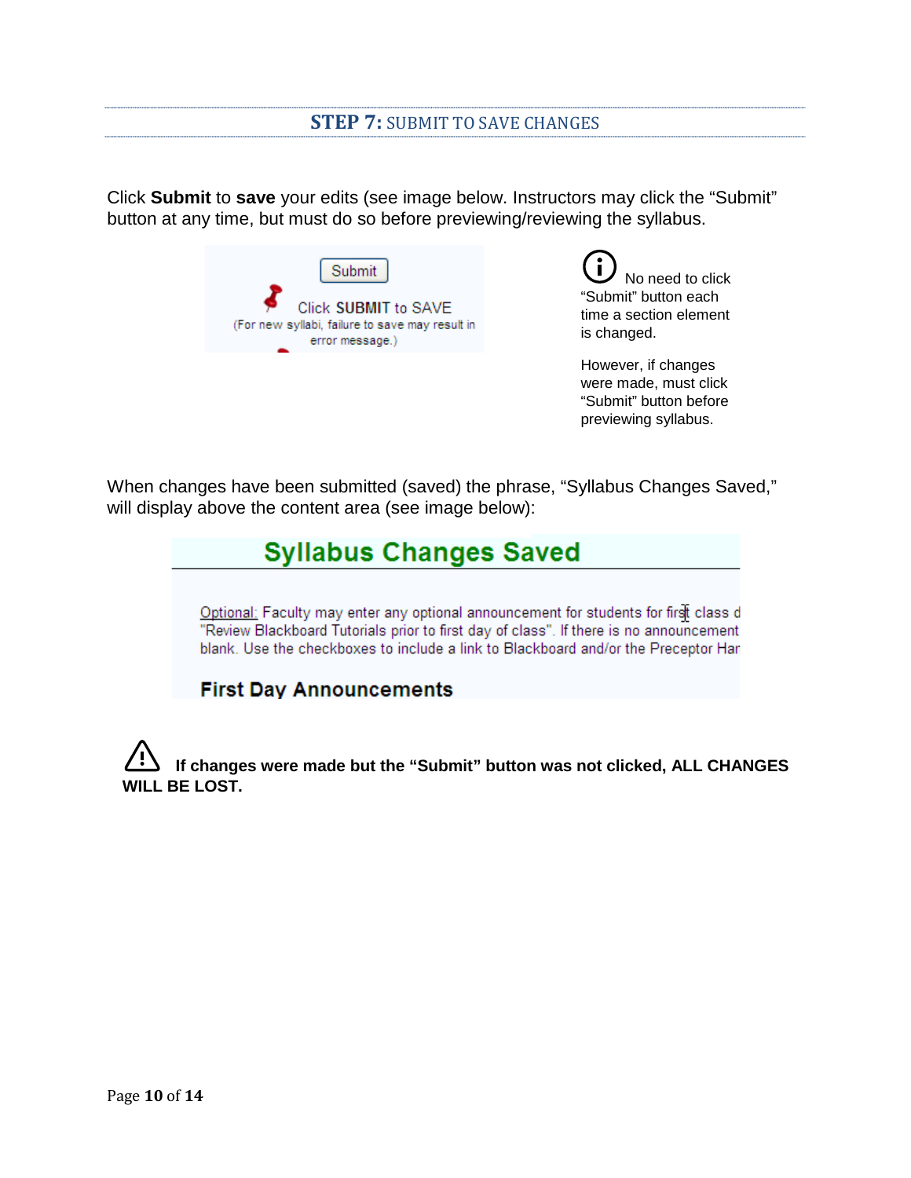## STEP 7: SUBMIT TO SAVE CHANGES

Click **Submit** to **save** your edits (see image below. Instructors may click the "Submit" button at any time, but must do so before previewing/reviewing the syllabus.

Submit

Click SUBMIT to SAVE
(For new syllabi, failure to save may result in error message.)

No need to click "Submit" button each time a section element is changed.

However, if changes were made, must click "Submit" button before previewing syllabus.

When changes have been submitted (saved) the phrase, "Syllabus Changes Saved," will display above the content area (see image below):

Syllabus Changes Saved

Optional: Faculty may enter any optional announcement for students for first class d "Review Blackboard Tutorials prior to first day of class". If there is no announcement blank. Use the checkboxes to include a link to Blackboard and/or the Preceptor Har

First Day Announcements

**If changes were made but the "Submit" button was not clicked, ALL CHANGES WILL BE LOST.**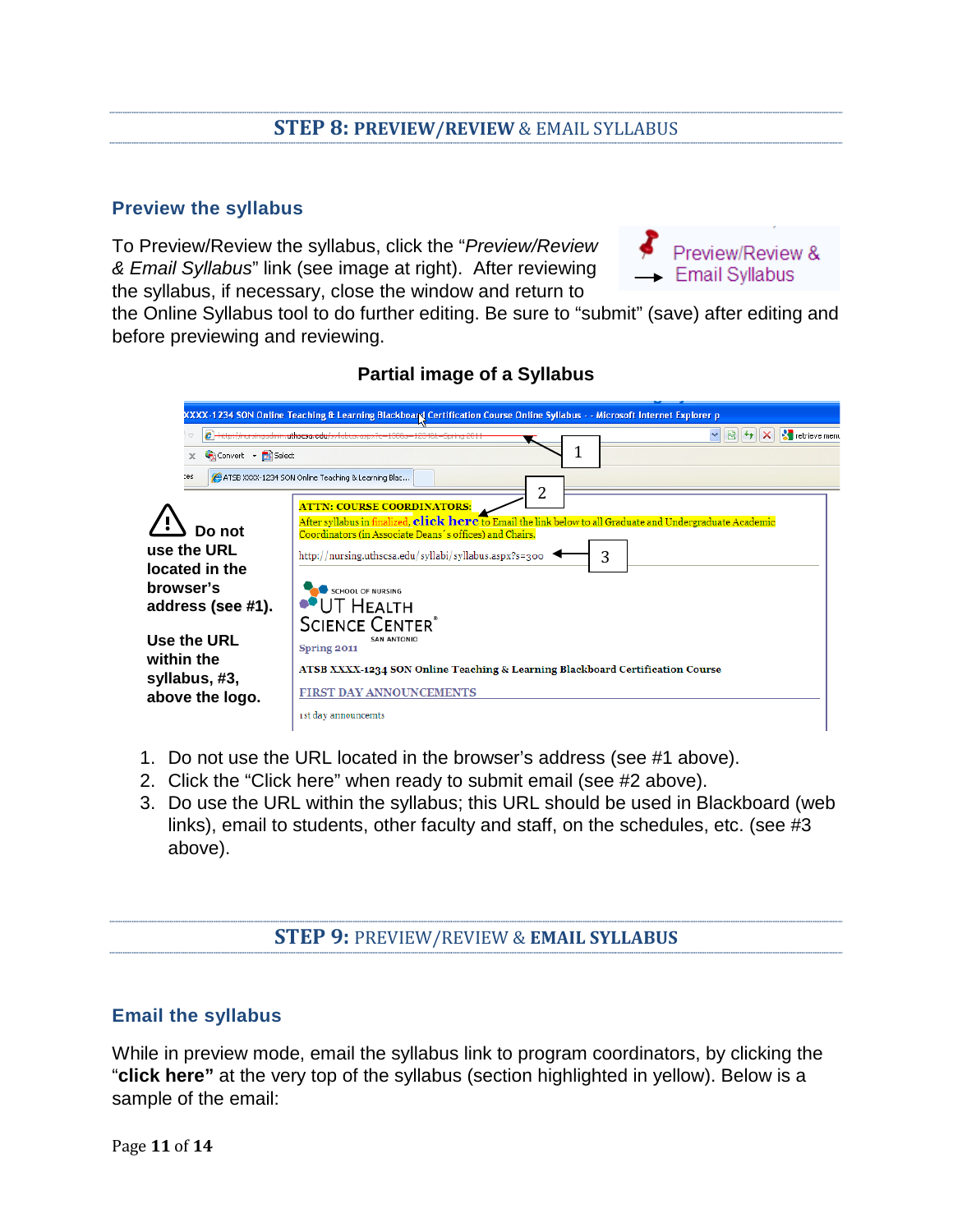## STEP 8: PREVIEW/REVIEW & EMAIL SYLLABUS

### Preview the syllabus

To Preview/Review the syllabus, click the "*Preview/Review & Email Syllabus*" link (see image at right). After reviewing the syllabus, if necessary, close the window and return to the Online Syllabus tool to do further editing. Be sure to "submit" (save) after editing and before previewing and reviewing.

Preview/Review & Email Syllabus

**Partial image of a Syllabus**

**Do not use the URL located in the browser's address (see #1).**

**Use the URL within the syllabus, #3, above the logo.**

1. Do not use the URL located in the browser's address (see #1 above).
2. Click the "Click here" when ready to submit email (see #2 above).
3. Do use the URL within the syllabus; this URL should be used in Blackboard (web links), email to students, other faculty and staff, on the schedules, etc. (see #3 above).

## STEP 9: PREVIEW/REVIEW & EMAIL SYLLABUS

### Email the syllabus

While in preview mode, email the syllabus link to program coordinators, by clicking the "**click here"** at the very top of the syllabus (section highlighted in yellow). Below is a sample of the email: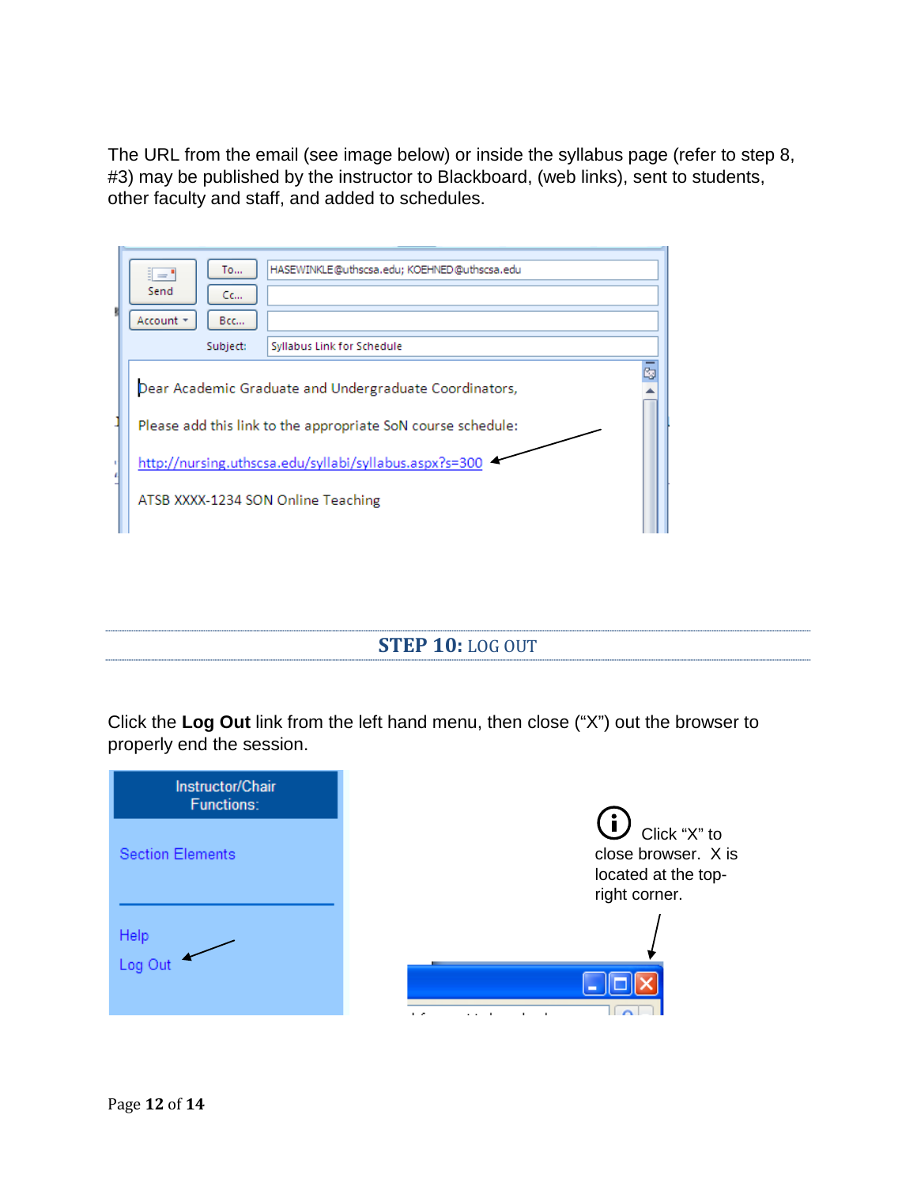The URL from the email (see image below) or inside the syllabus page (refer to step 8, #3) may be published by the instructor to Blackboard, (web links), sent to students, other faculty and staff, and added to schedules.

To... HASEWINKLE@uthscsa.edu; KOEHNED@uthscsa.edu

Subject: Syllabus Link for Schedule

Dear Academic Graduate and Undergraduate Coordinators,

Please add this link to the appropriate SoN course schedule:

http://nursing.uthscsa.edu/syllabi/syllabus.aspx?s=300

ATSB XXXX-1234 SON Online Teaching

## STEP 10: LOG OUT

Click the **Log Out** link from the left hand menu, then close ("X") out the browser to properly end the session.

Instructor/Chair Functions:

Section Elements

Help

Log Out

Click "X" to close browser. X is located at the top-right corner.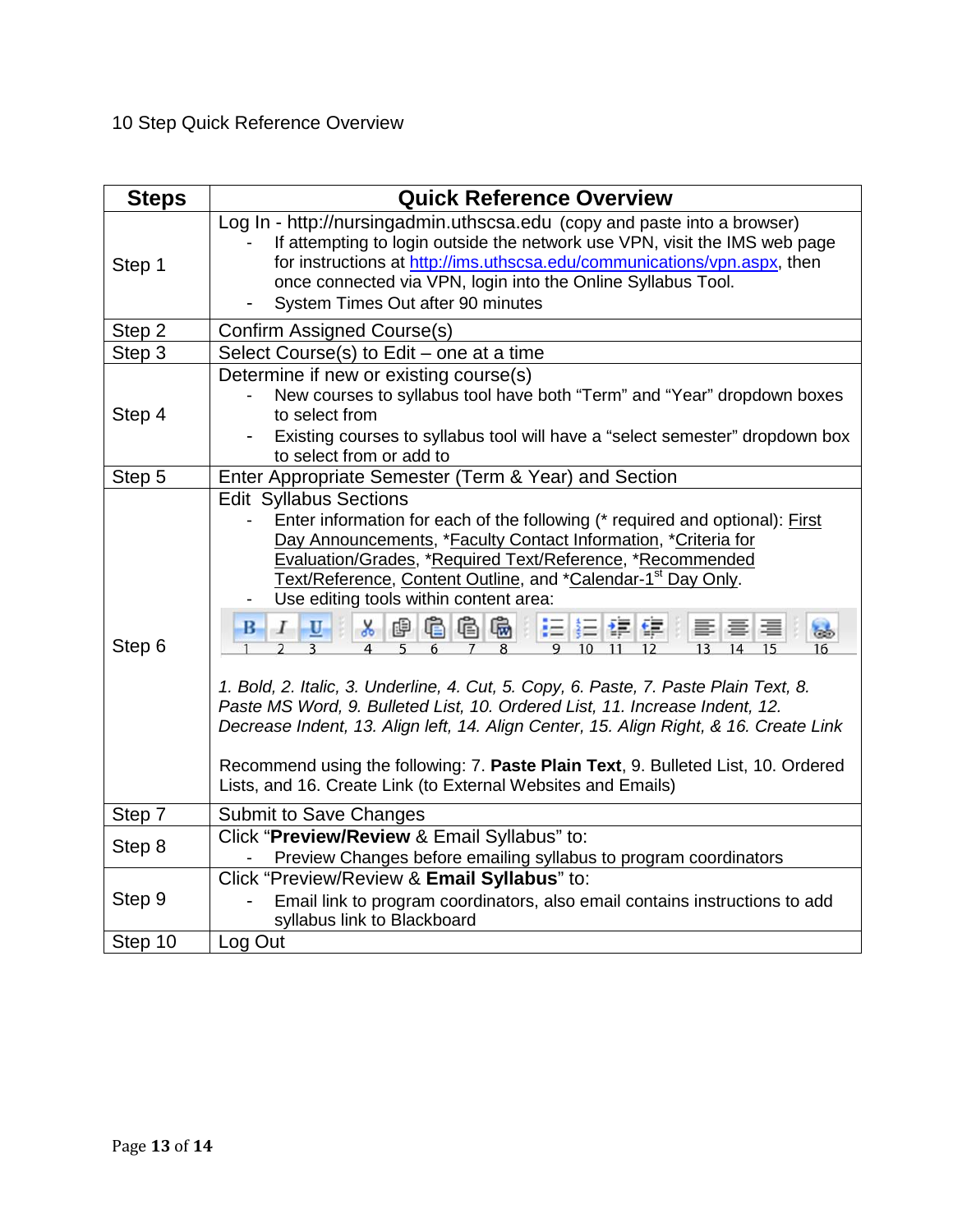10 Step Quick Reference Overview

| Steps | Quick Reference Overview |
|---|---|
| Step 1 | Log In - http://nursingadmin.uthscsa.edu (copy and paste into a browser)<br>- If attempting to login outside the network use VPN, visit the IMS web page for instructions at http://ims.uthscsa.edu/communications/vpn.aspx, then once connected via VPN, login into the Online Syllabus Tool.<br>- System Times Out after 90 minutes |
| Step 2 | Confirm Assigned Course(s) |
| Step 3 | Select Course(s) to Edit – one at a time |
| Step 4 | Determine if new or existing course(s)<br>- New courses to syllabus tool have both "Term" and "Year" dropdown boxes to select from<br>- Existing courses to syllabus tool will have a "select semester" dropdown box to select from or add to |
| Step 5 | Enter Appropriate Semester (Term & Year) and Section |
| Step 6 | Edit Syllabus Sections<br>- Enter information for each of the following (* required and optional): First Day Announcements, *Faculty Contact Information, *Criteria for Evaluation/Grades, *Required Text/Reference, *Recommended Text/Reference, Content Outline, and *Calendar-1st Day Only.<br>- Use editing tools within content area:<br>*1. Bold, 2. Italic, 3. Underline, 4. Cut, 5. Copy, 6. Paste, 7. Paste Plain Text, 8. Paste MS Word, 9. Bulleted List, 10. Ordered List, 11. Increase Indent, 12. Decrease Indent, 13. Align left, 14. Align Center, 15. Align Right, & 16. Create Link*<br><br>Recommend using the following: 7. **Paste Plain Text**, 9. Bulleted List, 10. Ordered Lists, and 16. Create Link (to External Websites and Emails) |
| Step 7 | Submit to Save Changes |
| Step 8 | Click "**Preview/Review** & Email Syllabus" to:<br>- Preview Changes before emailing syllabus to program coordinators |
| Step 9 | Click "Preview/Review & **Email Syllabus**" to:<br>- Email link to program coordinators, also email contains instructions to add syllabus link to Blackboard |
| Step 10 | Log Out |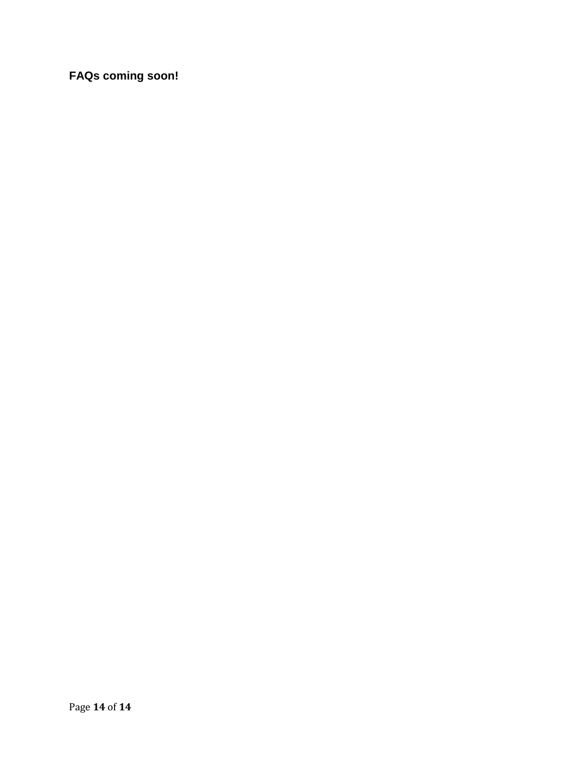**FAQs coming soon!**